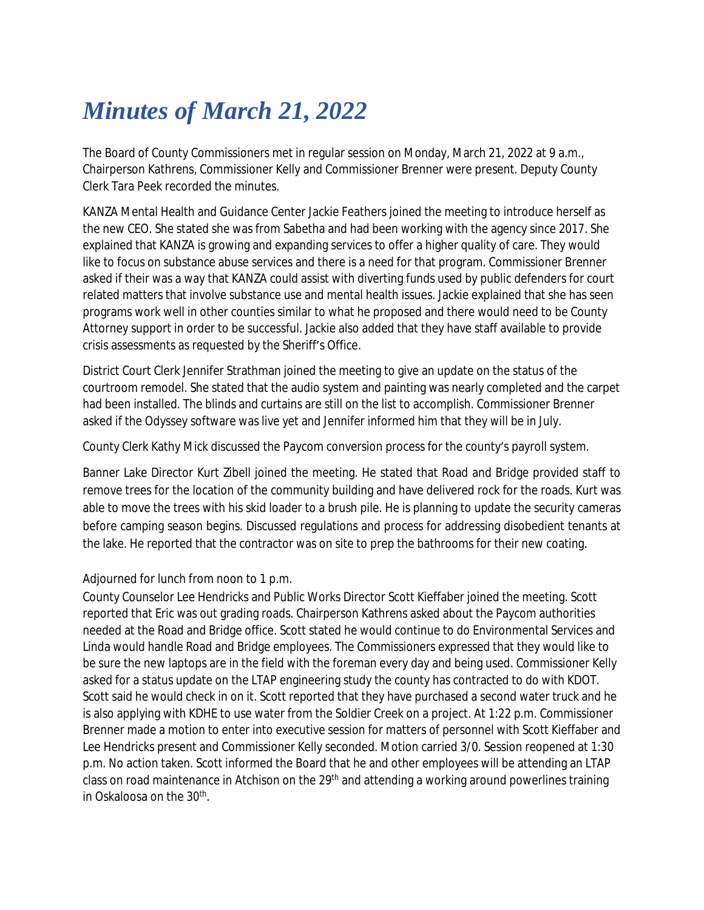# *Minutes of March 21, 2022*

The Board of County Commissioners met in regular session on Monday, March 21, 2022 at 9 a.m., Chairperson Kathrens, Commissioner Kelly and Commissioner Brenner were present. Deputy County Clerk Tara Peek recorded the minutes.

KANZA Mental Health and Guidance Center Jackie Feathers joined the meeting to introduce herself as the new CEO. She stated she was from Sabetha and had been working with the agency since 2017. She explained that KANZA is growing and expanding services to offer a higher quality of care. They would like to focus on substance abuse services and there is a need for that program. Commissioner Brenner asked if their was a way that KANZA could assist with diverting funds used by public defenders for court related matters that involve substance use and mental health issues. Jackie explained that she has seen programs work well in other counties similar to what he proposed and there would need to be County Attorney support in order to be successful. Jackie also added that they have staff available to provide crisis assessments as requested by the Sheriff's Office.

District Court Clerk Jennifer Strathman joined the meeting to give an update on the status of the courtroom remodel. She stated that the audio system and painting was nearly completed and the carpet had been installed. The blinds and curtains are still on the list to accomplish. Commissioner Brenner asked if the Odyssey software was live yet and Jennifer informed him that they will be in July.

County Clerk Kathy Mick discussed the Paycom conversion process for the county's payroll system.

Banner Lake Director Kurt Zibell joined the meeting. He stated that Road and Bridge provided staff to remove trees for the location of the community building and have delivered rock for the roads. Kurt was able to move the trees with his skid loader to a brush pile. He is planning to update the security cameras before camping season begins. Discussed regulations and process for addressing disobedient tenants at the lake. He reported that the contractor was on site to prep the bathrooms for their new coating.

Adjourned for lunch from noon to 1 p.m.

County Counselor Lee Hendricks and Public Works Director Scott Kieffaber joined the meeting. Scott reported that Eric was out grading roads. Chairperson Kathrens asked about the Paycom authorities needed at the Road and Bridge office. Scott stated he would continue to do Environmental Services and Linda would handle Road and Bridge employees. The Commissioners expressed that they would like to be sure the new laptops are in the field with the foreman every day and being used. Commissioner Kelly asked for a status update on the LTAP engineering study the county has contracted to do with KDOT. Scott said he would check in on it. Scott reported that they have purchased a second water truck and he is also applying with KDHE to use water from the Soldier Creek on a project. At 1:22 p.m. Commissioner Brenner made a motion to enter into executive session for matters of personnel with Scott Kieffaber and Lee Hendricks present and Commissioner Kelly seconded. Motion carried 3/0. Session reopened at 1:30 p.m. No action taken. Scott informed the Board that he and other employees will be attending an LTAP class on road maintenance in Atchison on the 29th and attending a working around powerlines training in Oskaloosa on the 30th.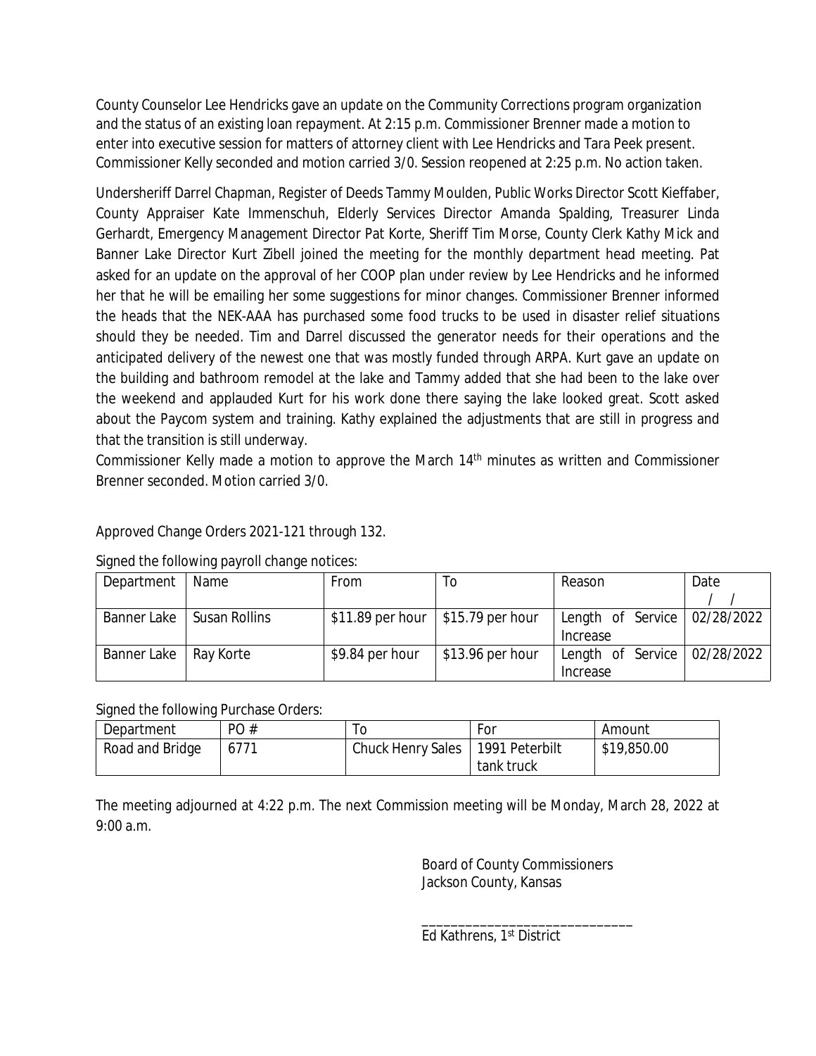County Counselor Lee Hendricks gave an update on the Community Corrections program organization and the status of an existing loan repayment. At 2:15 p.m. Commissioner Brenner made a motion to enter into executive session for matters of attorney client with Lee Hendricks and Tara Peek present. Commissioner Kelly seconded and motion carried 3/0. Session reopened at 2:25 p.m. No action taken.

Undersheriff Darrel Chapman, Register of Deeds Tammy Moulden, Public Works Director Scott Kieffaber, County Appraiser Kate Immenschuh, Elderly Services Director Amanda Spalding, Treasurer Linda Gerhardt, Emergency Management Director Pat Korte, Sheriff Tim Morse, County Clerk Kathy Mick and Banner Lake Director Kurt Zibell joined the meeting for the monthly department head meeting. Pat asked for an update on the approval of her COOP plan under review by Lee Hendricks and he informed her that he will be emailing her some suggestions for minor changes. Commissioner Brenner informed the heads that the NEK-AAA has purchased some food trucks to be used in disaster relief situations should they be needed. Tim and Darrel discussed the generator needs for their operations and the anticipated delivery of the newest one that was mostly funded through ARPA. Kurt gave an update on the building and bathroom remodel at the lake and Tammy added that she had been to the lake over the weekend and applauded Kurt for his work done there saying the lake looked great. Scott asked about the Paycom system and training. Kathy explained the adjustments that are still in progress and that the transition is still underway.

Commissioner Kelly made a motion to approve the March 14th minutes as written and Commissioner Brenner seconded. Motion carried 3/0.

Approved Change Orders 2021-121 through 132.

Signed the following payroll change notices:

| Department | Name | From | To | Reason | Date / / |
|---|---|---|---|---|---|
| Banner Lake | Susan Rollins | $11.89 per hour | $15.79 per hour | Length of Service Increase | 02/28/2022 |
| Banner Lake | Ray Korte | $9.84 per hour | $13.96 per hour | Length of Service Increase | 02/28/2022 |

Signed the following Purchase Orders:

| Department | PO # | To | For | Amount |
|---|---|---|---|---|
| Road and Bridge | 6771 | Chuck Henry Sales | 1991 Peterbilt tank truck | $19,850.00 |

The meeting adjourned at 4:22 p.m. The next Commission meeting will be Monday, March 28, 2022 at 9:00 a.m.

Board of County Commissioners
Jackson County, Kansas

_____________________________
Ed Kathrens, 1st District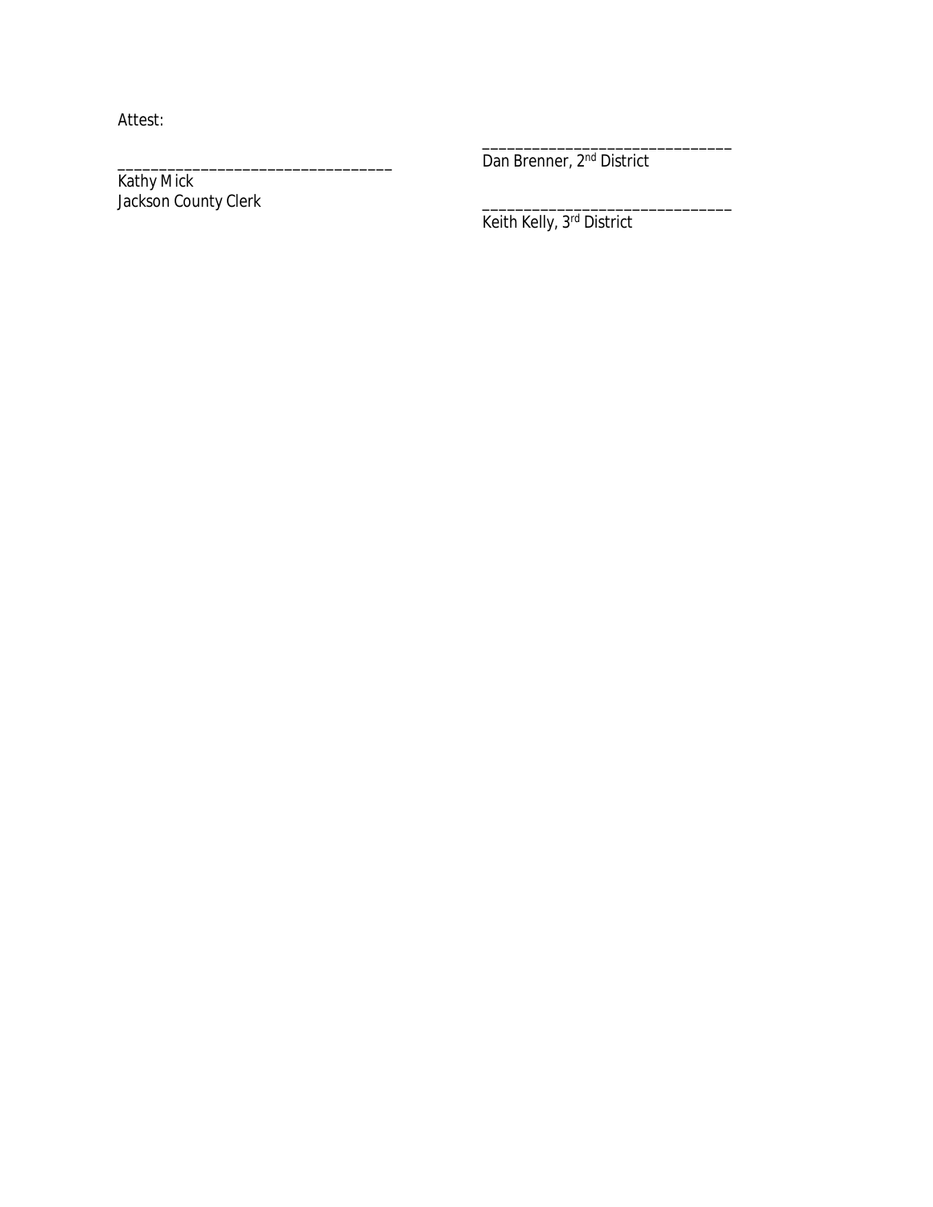Attest:

_______________________________
Kathy Mick
Jackson County Clerk

_______________________________
Dan Brenner, 2nd District

_______________________________
Keith Kelly, 3rd District